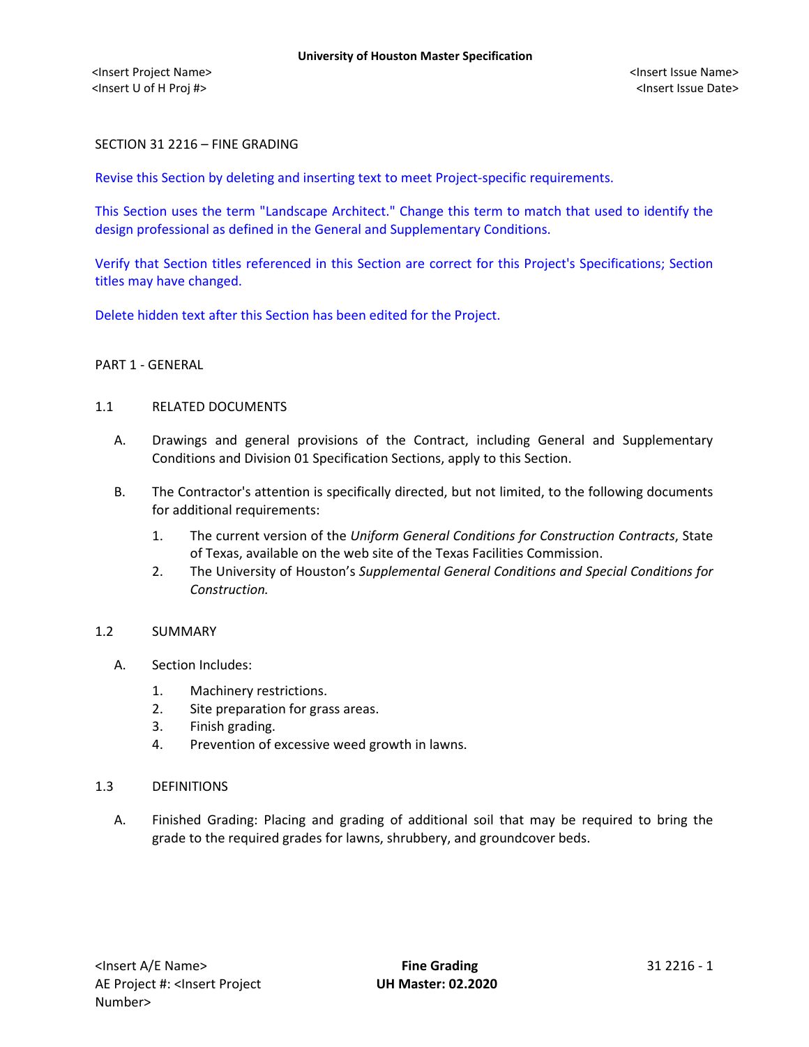SECTION 31 2216 – FINE GRADING

Revise this Section by deleting and inserting text to meet Project-specific requirements.

This Section uses the term "Landscape Architect." Change this term to match that used to identify the design professional as defined in the General and Supplementary Conditions.

Verify that Section titles referenced in this Section are correct for this Project's Specifications; Section titles may have changed.

Delete hidden text after this Section has been edited for the Project.

## PART 1 - GENERAL

### 1.1 RELATED DOCUMENTS

A. Drawings and general provisions of the Contract, including General and Supplementary Conditions and Division 01 Specification Sections, apply to this Section.

B. The Contractor's attention is specifically directed, but not limited, to the following documents for additional requirements:

1. The current version of the *Uniform General Conditions for Construction Contracts*, State of Texas, available on the web site of the Texas Facilities Commission.
2. The University of Houston's *Supplemental General Conditions and Special Conditions for Construction.*

### 1.2 SUMMARY

A. Section Includes:

1. Machinery restrictions.
2. Site preparation for grass areas.
3. Finish grading.
4. Prevention of excessive weed growth in lawns.

### 1.3 DEFINITIONS

A. Finished Grading: Placing and grading of additional soil that may be required to bring the grade to the required grades for lawns, shrubbery, and groundcover beds.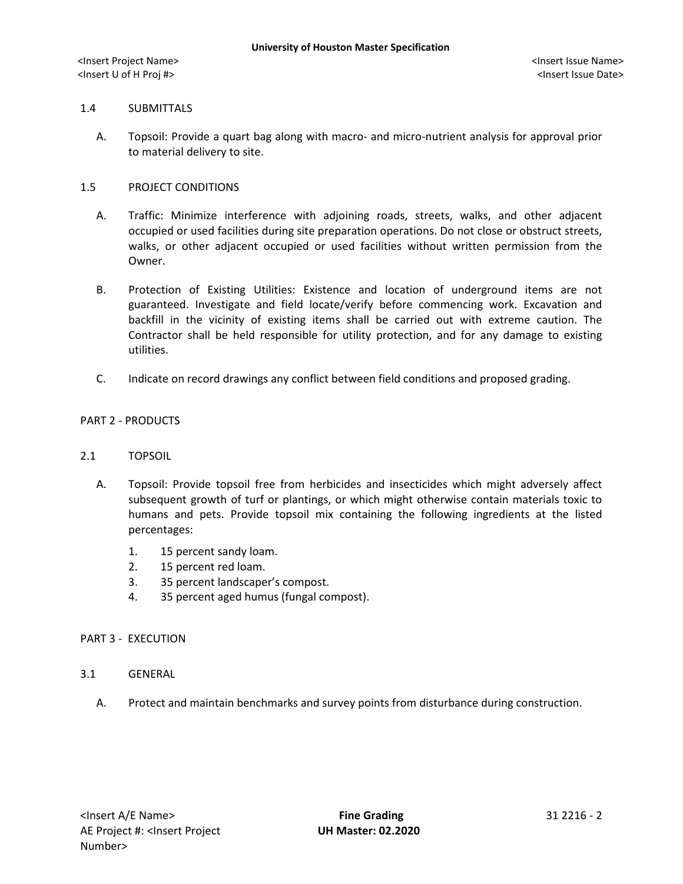## 1.4 SUBMITTALS

A. Topsoil: Provide a quart bag along with macro- and micro-nutrient analysis for approval prior to material delivery to site.

## 1.5 PROJECT CONDITIONS

A. Traffic: Minimize interference with adjoining roads, streets, walks, and other adjacent occupied or used facilities during site preparation operations. Do not close or obstruct streets, walks, or other adjacent occupied or used facilities without written permission from the Owner.

B. Protection of Existing Utilities: Existence and location of underground items are not guaranteed. Investigate and field locate/verify before commencing work. Excavation and backfill in the vicinity of existing items shall be carried out with extreme caution. The Contractor shall be held responsible for utility protection, and for any damage to existing utilities.

C. Indicate on record drawings any conflict between field conditions and proposed grading.

# PART 2 - PRODUCTS

## 2.1 TOPSOIL

A. Topsoil: Provide topsoil free from herbicides and insecticides which might adversely affect subsequent growth of turf or plantings, or which might otherwise contain materials toxic to humans and pets. Provide topsoil mix containing the following ingredients at the listed percentages:

1. 15 percent sandy loam.
2. 15 percent red loam.
3. 35 percent landscaper's compost.
4. 35 percent aged humus (fungal compost).

# PART 3 - EXECUTION

## 3.1 GENERAL

A. Protect and maintain benchmarks and survey points from disturbance during construction.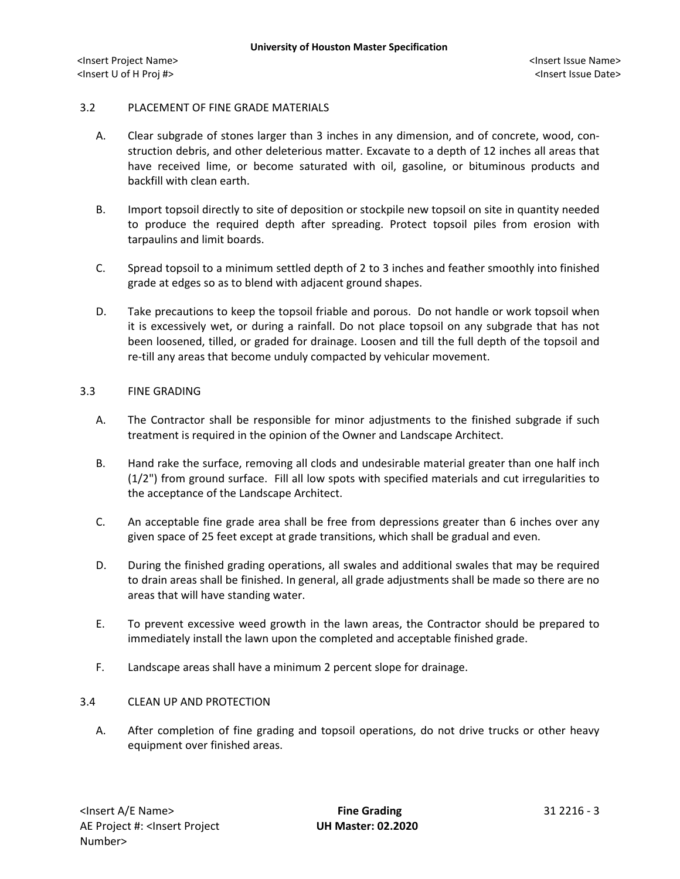## 3.2 PLACEMENT OF FINE GRADE MATERIALS

A. Clear subgrade of stones larger than 3 inches in any dimension, and of concrete, wood, construction debris, and other deleterious matter. Excavate to a depth of 12 inches all areas that have received lime, or become saturated with oil, gasoline, or bituminous products and backfill with clean earth.

B. Import topsoil directly to site of deposition or stockpile new topsoil on site in quantity needed to produce the required depth after spreading. Protect topsoil piles from erosion with tarpaulins and limit boards.

C. Spread topsoil to a minimum settled depth of 2 to 3 inches and feather smoothly into finished grade at edges so as to blend with adjacent ground shapes.

D. Take precautions to keep the topsoil friable and porous. Do not handle or work topsoil when it is excessively wet, or during a rainfall. Do not place topsoil on any subgrade that has not been loosened, tilled, or graded for drainage. Loosen and till the full depth of the topsoil and re-till any areas that become unduly compacted by vehicular movement.

## 3.3 FINE GRADING

A. The Contractor shall be responsible for minor adjustments to the finished subgrade if such treatment is required in the opinion of the Owner and Landscape Architect.

B. Hand rake the surface, removing all clods and undesirable material greater than one half inch (1/2") from ground surface. Fill all low spots with specified materials and cut irregularities to the acceptance of the Landscape Architect.

C. An acceptable fine grade area shall be free from depressions greater than 6 inches over any given space of 25 feet except at grade transitions, which shall be gradual and even.

D. During the finished grading operations, all swales and additional swales that may be required to drain areas shall be finished. In general, all grade adjustments shall be made so there are no areas that will have standing water.

E. To prevent excessive weed growth in the lawn areas, the Contractor should be prepared to immediately install the lawn upon the completed and acceptable finished grade.

F. Landscape areas shall have a minimum 2 percent slope for drainage.

## 3.4 CLEAN UP AND PROTECTION

A. After completion of fine grading and topsoil operations, do not drive trucks or other heavy equipment over finished areas.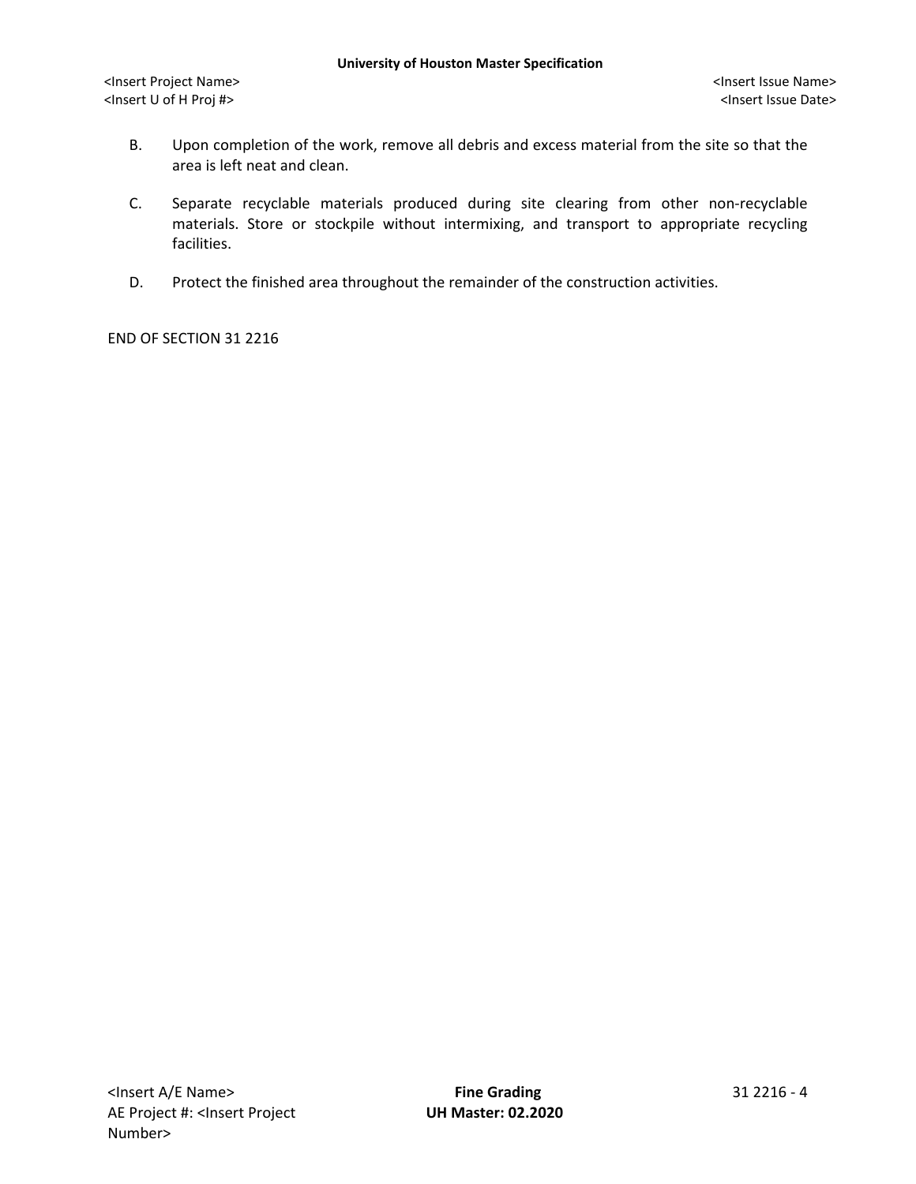B. Upon completion of the work, remove all debris and excess material from the site so that the area is left neat and clean.

C. Separate recyclable materials produced during site clearing from other non-recyclable materials. Store or stockpile without intermixing, and transport to appropriate recycling facilities.

D. Protect the finished area throughout the remainder of the construction activities.

END OF SECTION 31 2216